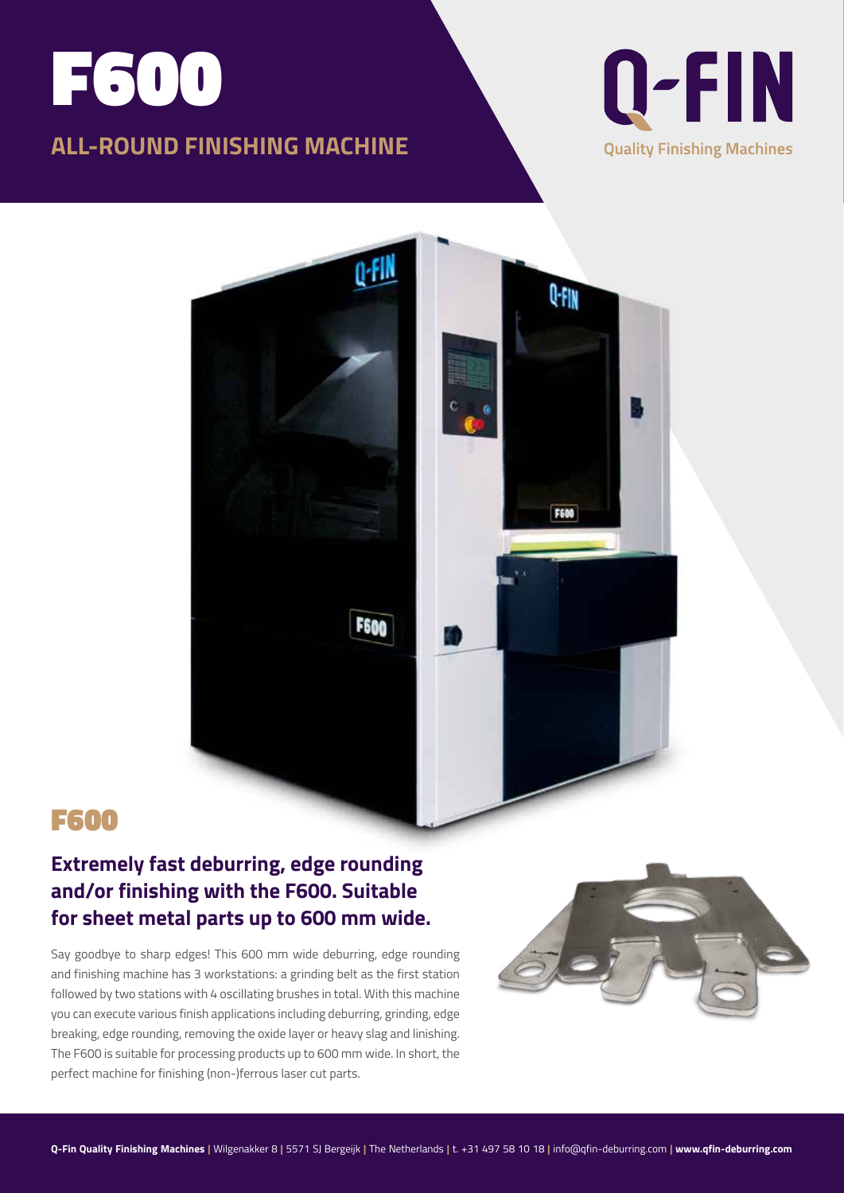# F600

## ALL-ROUND FINISHING MACHINE

Q-FIN

Quality Finishing Machines

## F600

### Extremely fast deburring, edge rounding and/or finishing with the F600. Suitable for sheet metal parts up to 600 mm wide.

Say goodbye to sharp edges! This 600 mm wide deburring, edge rounding and finishing machine has 3 workstations: a grinding belt as the first station followed by two stations with 4 oscillating brushes in total. With this machine you can execute various finish applications including deburring, grinding, edge breaking, edge rounding, removing the oxide layer or heavy slag and linishing. The F600 is suitable for processing products up to 600 mm wide. In short, the perfect machine for finishing (non-)ferrous laser cut parts.

**Q-Fin Quality Finishing Machines** | Wilgenakker 8 | 5571 SJ Bergeijk | The Netherlands | t. +31 497 58 10 18 | info@qfin-deburring.com | **www.qfin-deburring.com**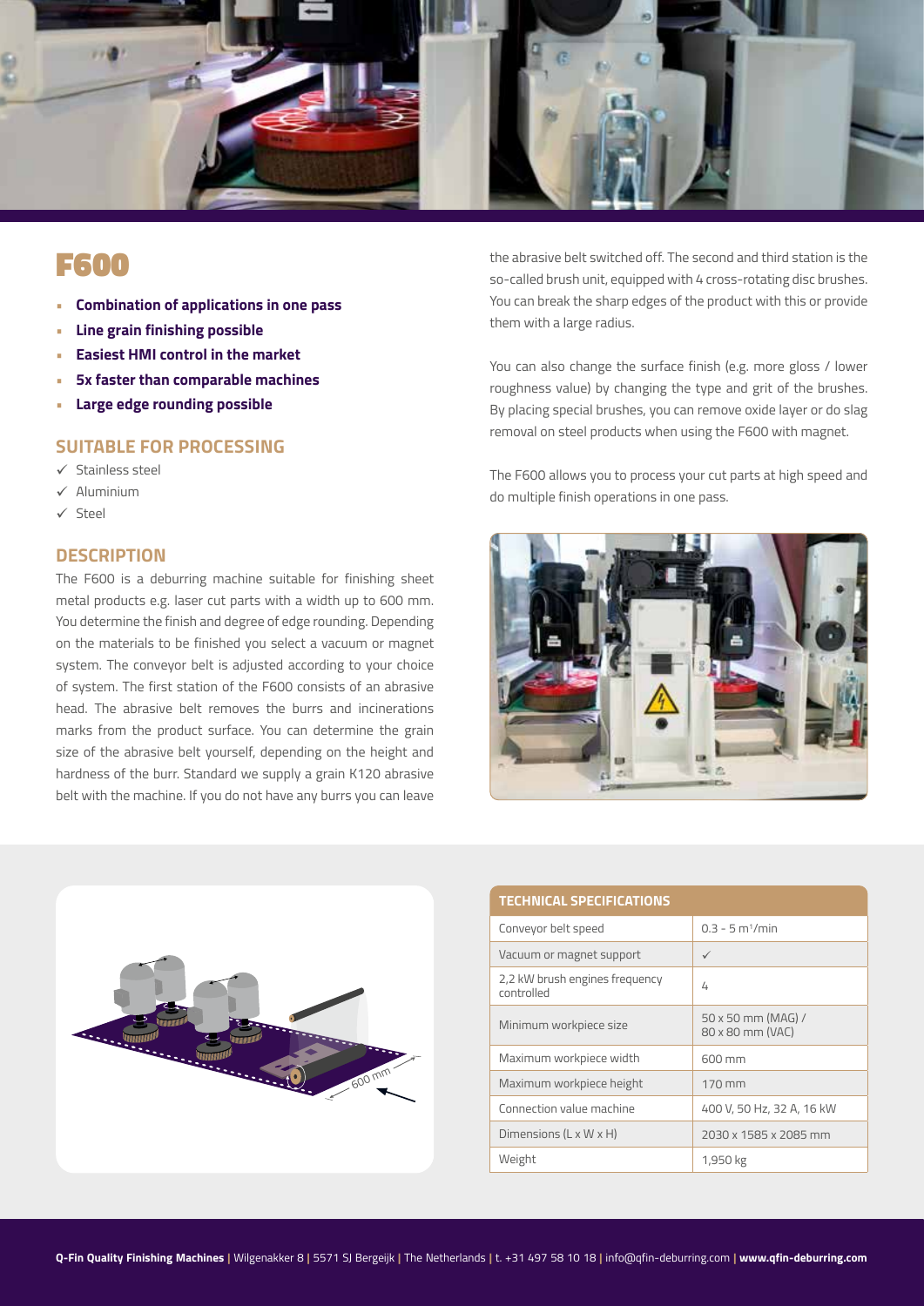# F600

- **Combination of applications in one pass**
- **Line grain finishing possible**
- **Easiest HMI control in the market**
- **5x faster than comparable machines**
- **Large edge rounding possible**

## SUITABLE FOR PROCESSING

✓ Stainless steel
✓ Aluminium
✓ Steel

## DESCRIPTION

The F600 is a deburring machine suitable for finishing sheet metal products e.g. laser cut parts with a width up to 600 mm. You determine the finish and degree of edge rounding. Depending on the materials to be finished you select a vacuum or magnet system. The conveyor belt is adjusted according to your choice of system. The first station of the F600 consists of an abrasive head. The abrasive belt removes the burrs and incinerations marks from the product surface. You can determine the grain size of the abrasive belt yourself, depending on the height and hardness of the burr. Standard we supply a grain K120 abrasive belt with the machine. If you do not have any burrs you can leave the abrasive belt switched off. The second and third station is the so-called brush unit, equipped with 4 cross-rotating disc brushes. You can break the sharp edges of the product with this or provide them with a large radius.

You can also change the surface finish (e.g. more gloss / lower roughness value) by changing the type and grit of the brushes. By placing special brushes, you can remove oxide layer or do slag removal on steel products when using the F600 with magnet.

The F600 allows you to process your cut parts at high speed and do multiple finish operations in one pass.

600 mm

| TECHNICAL SPECIFICATIONS | |
|---|---|
| Conveyor belt speed | 0.3 - 5 m¹/min |
| Vacuum or magnet support | ✓ |
| 2,2 kW brush engines frequency controlled | 4 |
| Minimum workpiece size | 50 x 50 mm (MAG) / 80 x 80 mm (VAC) |
| Maximum workpiece width | 600 mm |
| Maximum workpiece height | 170 mm |
| Connection value machine | 400 V, 50 Hz, 32 A, 16 kW |
| Dimensions (L x W x H) | 2030 x 1585 x 2085 mm |
| Weight | 1,950 kg |

**Q-Fin Quality Finishing Machines** | Wilgenakker 8 | 5571 SJ Bergeijk | The Netherlands | t. +31 497 58 10 18 | info@qfin-deburring.com | **www.qfin-deburring.com**